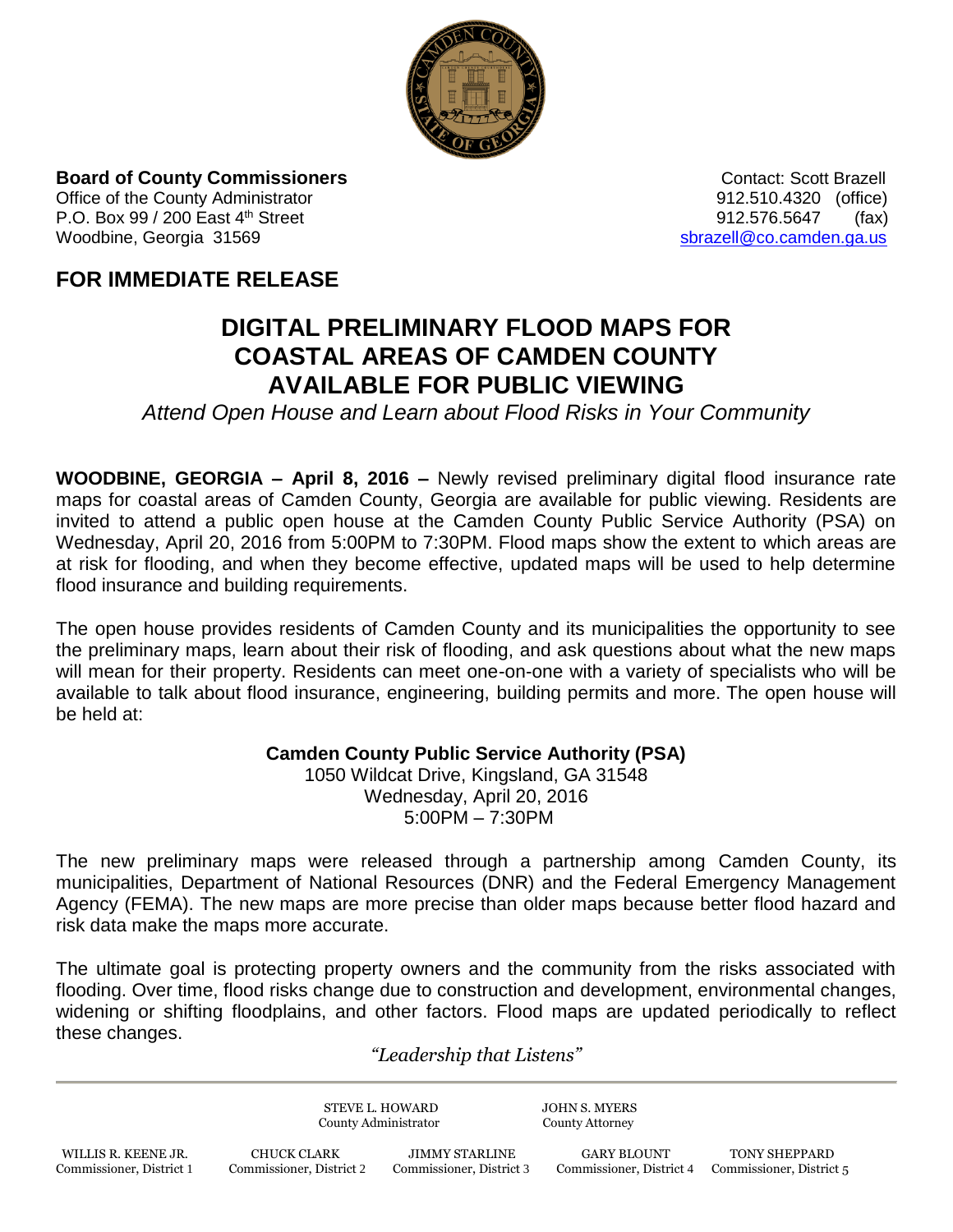**Board of County Commissioners**
Office of the County Administrator
P.O. Box 99 / 200 East 4th Street
Woodbine, Georgia 31569

Contact: Scott Brazell
912.510.4320 (office)
912.576.5647 (fax)
sbrazell@co.camden.ga.us

## FOR IMMEDIATE RELEASE

# DIGITAL PRELIMINARY FLOOD MAPS FOR COASTAL AREAS OF CAMDEN COUNTY AVAILABLE FOR PUBLIC VIEWING

*Attend Open House and Learn about Flood Risks in Your Community*

**WOODBINE, GEORGIA – April 8, 2016 –** Newly revised preliminary digital flood insurance rate maps for coastal areas of Camden County, Georgia are available for public viewing. Residents are invited to attend a public open house at the Camden County Public Service Authority (PSA) on Wednesday, April 20, 2016 from 5:00PM to 7:30PM. Flood maps show the extent to which areas are at risk for flooding, and when they become effective, updated maps will be used to help determine flood insurance and building requirements.

The open house provides residents of Camden County and its municipalities the opportunity to see the preliminary maps, learn about their risk of flooding, and ask questions about what the new maps will mean for their property. Residents can meet one-on-one with a variety of specialists who will be available to talk about flood insurance, engineering, building permits and more. The open house will be held at:

**Camden County Public Service Authority (PSA)**
1050 Wildcat Drive, Kingsland, GA 31548
Wednesday, April 20, 2016
5:00PM – 7:30PM

The new preliminary maps were released through a partnership among Camden County, its municipalities, Department of National Resources (DNR) and the Federal Emergency Management Agency (FEMA). The new maps are more precise than older maps because better flood hazard and risk data make the maps more accurate.

The ultimate goal is protecting property owners and the community from the risks associated with flooding. Over time, flood risks change due to construction and development, environmental changes, widening or shifting floodplains, and other factors. Flood maps are updated periodically to reflect these changes.

*"Leadership that Listens"*

STEVE L. HOWARD, County Administrator
JOHN S. MYERS, County Attorney

WILLIS R. KEENE JR., Commissioner, District 1
CHUCK CLARK, Commissioner, District 2
JIMMY STARLINE, Commissioner, District 3
GARY BLOUNT, Commissioner, District 4
TONY SHEPPARD, Commissioner, District 5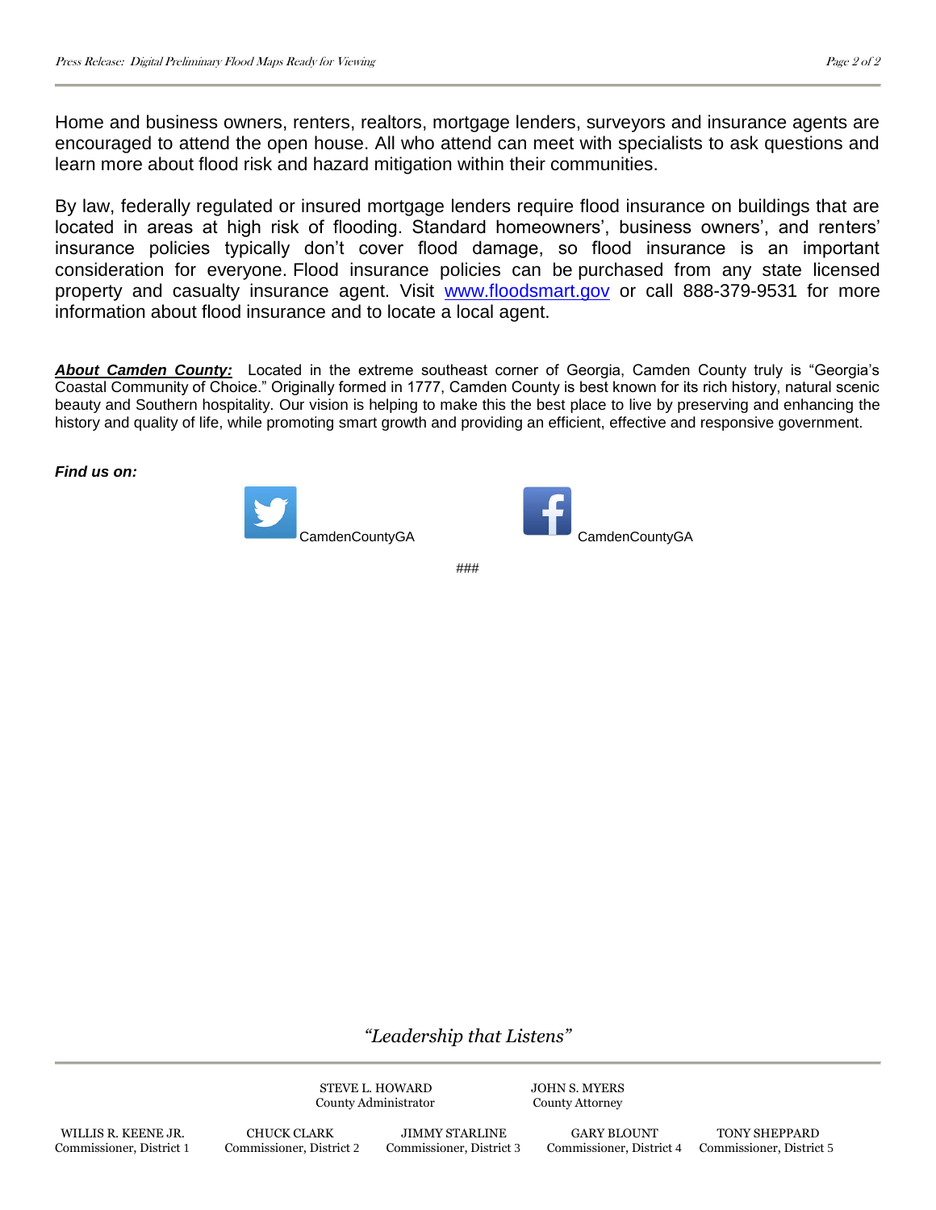Home and business owners, renters, realtors, mortgage lenders, surveyors and insurance agents are encouraged to attend the open house. All who attend can meet with specialists to ask questions and learn more about flood risk and hazard mitigation within their communities.

By law, federally regulated or insured mortgage lenders require flood insurance on buildings that are located in areas at high risk of flooding. Standard homeowners', business owners', and renters' insurance policies typically don't cover flood damage, so flood insurance is an important consideration for everyone. Flood insurance policies can be purchased from any state licensed property and casualty insurance agent. Visit www.floodsmart.gov or call 888-379-9531 for more information about flood insurance and to locate a local agent.

***About Camden County:*** Located in the extreme southeast corner of Georgia, Camden County truly is "Georgia's Coastal Community of Choice." Originally formed in 1777, Camden County is best known for its rich history, natural scenic beauty and Southern hospitality. Our vision is helping to make this the best place to live by preserving and enhancing the history and quality of life, while promoting smart growth and providing an efficient, effective and responsive government.

***Find us on:***

CamdenCountyGA CamdenCountyGA

###

*"Leadership that Listens"*

STEVE L. HOWARD
County Administrator

JOHN S. MYERS
County Attorney

WILLIS R. KEENE JR.
Commissioner, District 1

CHUCK CLARK
Commissioner, District 2

JIMMY STARLINE
Commissioner, District 3

GARY BLOUNT
Commissioner, District 4

TONY SHEPPARD
Commissioner, District 5